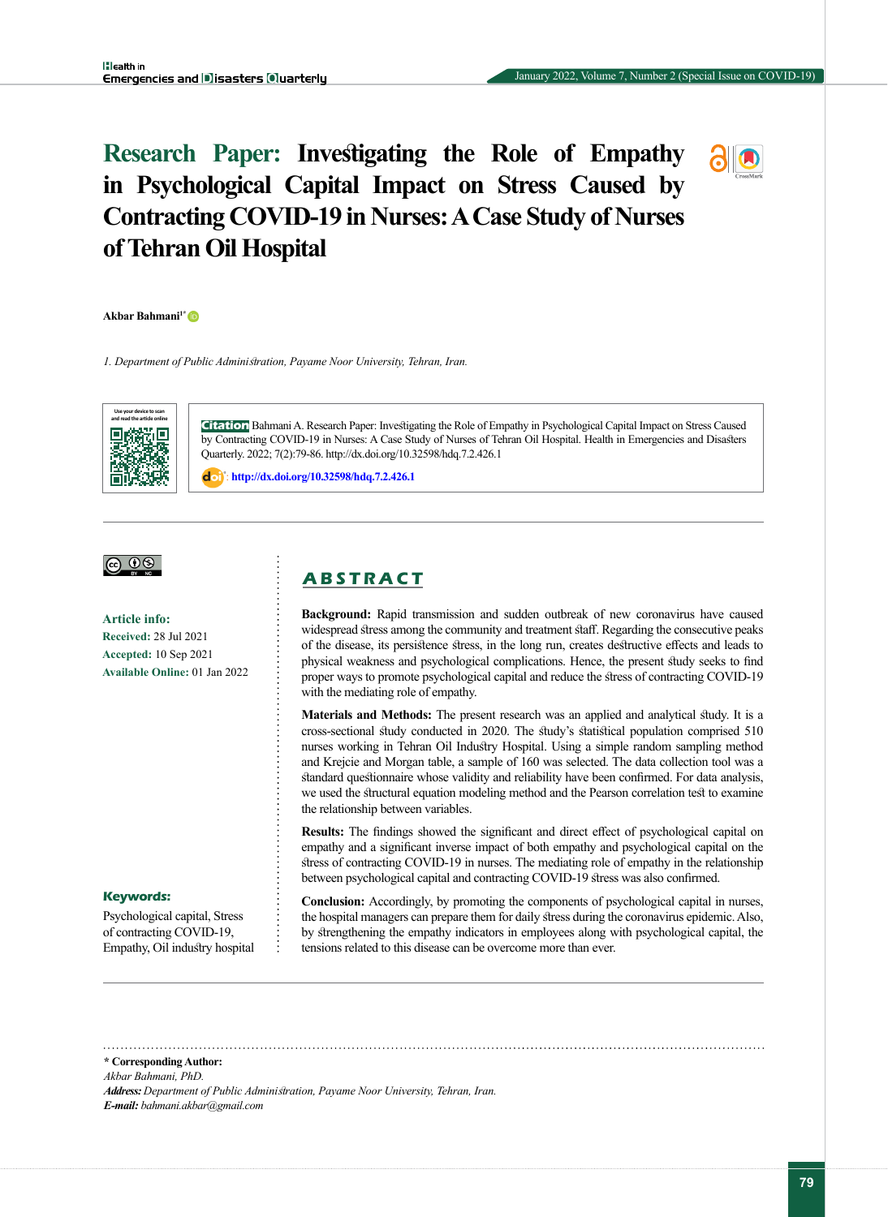# Research Paper: Investigating the Role of Empathy in Psychological Capital Impact on Stress Caused by Contracting COVID-19 in Nurses: A Case Study of Nurses of Tehran Oil Hospital

**Akbar Bahmani[1*]**

*1. Department of Public Administration, Payame Noor University, Tehran, Iran.*

**Citation** Bahmani A. Research Paper: Investigating the Role of Empathy in Psychological Capital Impact on Stress Caused by Contracting COVID-19 in Nurses: A Case Study of Nurses of Tehran Oil Hospital. Health in Emergencies and Disasters Quarterly. 2022; 7(2):79-86. http://dx.doi.org/10.32598/hdq.7.2.426.1

doi: http://dx.doi.org/10.32598/hdq.7.2.426.1

**Article info:**
**Received:** 28 Jul 2021
**Accepted:** 10 Sep 2021
**Available Online:** 01 Jan 2022

**Keywords:**
Psychological capital, Stress of contracting COVID-19, Empathy, Oil industry hospital

## ABSTRACT

**Background:** Rapid transmission and sudden outbreak of new coronavirus have caused widespread stress among the community and treatment staff. Regarding the consecutive peaks of the disease, its persistence stress, in the long run, creates destructive effects and leads to physical weakness and psychological complications. Hence, the present study seeks to find proper ways to promote psychological capital and reduce the stress of contracting COVID-19 with the mediating role of empathy.

**Materials and Methods:** The present research was an applied and analytical study. It is a cross-sectional study conducted in 2020. The study's statistical population comprised 510 nurses working in Tehran Oil Industry Hospital. Using a simple random sampling method and Krejcie and Morgan table, a sample of 160 was selected. The data collection tool was a standard questionnaire whose validity and reliability have been confirmed. For data analysis, we used the structural equation modeling method and the Pearson correlation test to examine the relationship between variables.

**Results:** The findings showed the significant and direct effect of psychological capital on empathy and a significant inverse impact of both empathy and psychological capital on the stress of contracting COVID-19 in nurses. The mediating role of empathy in the relationship between psychological capital and contracting COVID-19 stress was also confirmed.

**Conclusion:** Accordingly, by promoting the components of psychological capital in nurses, the hospital managers can prepare them for daily stress during the coronavirus epidemic. Also, by strengthening the empathy indicators in employees along with psychological capital, the tensions related to this disease can be overcome more than ever.

**\* Corresponding Author:**
*Akbar Bahmani, PhD.*
***Address:*** *Department of Public Administration, Payame Noor University, Tehran, Iran.*
***E-mail:*** *bahmani.akbar@gmail.com*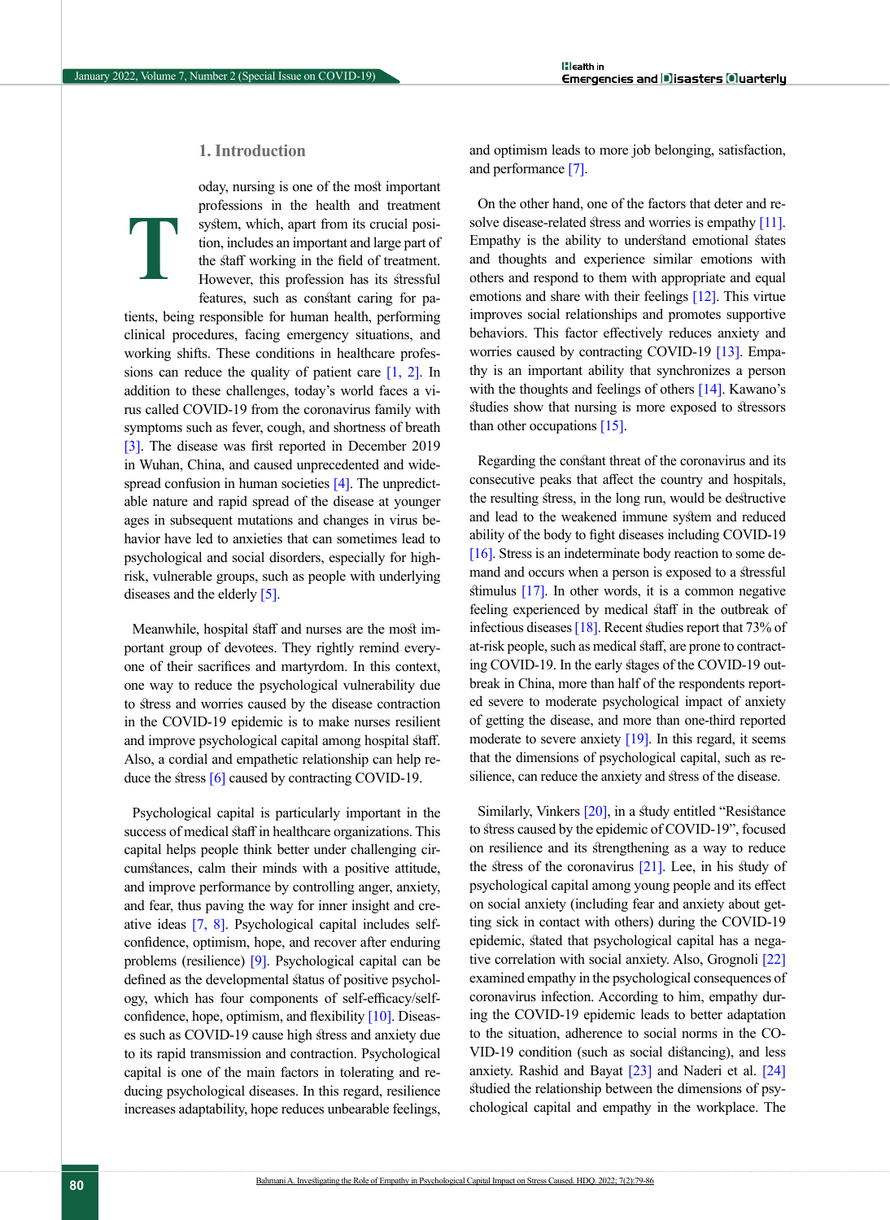## 1. Introduction

Today, nursing is one of the most important professions in the health and treatment system, which, apart from its crucial position, includes an important and large part of the staff working in the field of treatment. However, this profession has its stressful features, such as constant caring for patients, being responsible for human health, performing clinical procedures, facing emergency situations, and working shifts. These conditions in healthcare professions can reduce the quality of patient care [1, 2]. In addition to these challenges, today's world faces a virus called COVID-19 from the coronavirus family with symptoms such as fever, cough, and shortness of breath [3]. The disease was first reported in December 2019 in Wuhan, China, and caused unprecedented and widespread confusion in human societies [4]. The unpredictable nature and rapid spread of the disease at younger ages in subsequent mutations and changes in virus behavior have led to anxieties that can sometimes lead to psychological and social disorders, especially for high-risk, vulnerable groups, such as people with underlying diseases and the elderly [5].

Meanwhile, hospital staff and nurses are the most important group of devotees. They rightly remind everyone of their sacrifices and martyrdom. In this context, one way to reduce the psychological vulnerability due to stress and worries caused by the disease contraction in the COVID-19 epidemic is to make nurses resilient and improve psychological capital among hospital staff. Also, a cordial and empathetic relationship can help reduce the stress [6] caused by contracting COVID-19.

Psychological capital is particularly important in the success of medical staff in healthcare organizations. This capital helps people think better under challenging circumstances, calm their minds with a positive attitude, and improve performance by controlling anger, anxiety, and fear, thus paving the way for inner insight and creative ideas [7, 8]. Psychological capital includes self-confidence, optimism, hope, and recover after enduring problems (resilience) [9]. Psychological capital can be defined as the developmental status of positive psychology, which has four components of self-efficacy/self-confidence, hope, optimism, and flexibility [10]. Diseases such as COVID-19 cause high stress and anxiety due to its rapid transmission and contraction. Psychological capital is one of the main factors in tolerating and reducing psychological diseases. In this regard, resilience increases adaptability, hope reduces unbearable feelings, and optimism leads to more job belonging, satisfaction, and performance [7].

On the other hand, one of the factors that deter and resolve disease-related stress and worries is empathy [11]. Empathy is the ability to understand emotional states and thoughts and experience similar emotions with others and respond to them with appropriate and equal emotions and share with their feelings [12]. This virtue improves social relationships and promotes supportive behaviors. This factor effectively reduces anxiety and worries caused by contracting COVID-19 [13]. Empathy is an important ability that synchronizes a person with the thoughts and feelings of others [14]. Kawano's studies show that nursing is more exposed to stressors than other occupations [15].

Regarding the constant threat of the coronavirus and its consecutive peaks that affect the country and hospitals, the resulting stress, in the long run, would be destructive and lead to the weakened immune system and reduced ability of the body to fight diseases including COVID-19 [16]. Stress is an indeterminate body reaction to some demand and occurs when a person is exposed to a stressful stimulus [17]. In other words, it is a common negative feeling experienced by medical staff in the outbreak of infectious diseases [18]. Recent studies report that 73% of at-risk people, such as medical staff, are prone to contracting COVID-19. In the early stages of the COVID-19 outbreak in China, more than half of the respondents reported severe to moderate psychological impact of anxiety of getting the disease, and more than one-third reported moderate to severe anxiety [19]. In this regard, it seems that the dimensions of psychological capital, such as resilience, can reduce the anxiety and stress of the disease.

Similarly, Vinkers [20], in a study entitled "Resistance to stress caused by the epidemic of COVID-19", focused on resilience and its strengthening as a way to reduce the stress of the coronavirus [21]. Lee, in his study of psychological capital among young people and its effect on social anxiety (including fear and anxiety about getting sick in contact with others) during the COVID-19 epidemic, stated that psychological capital has a negative correlation with social anxiety. Also, Grognoli [22] examined empathy in the psychological consequences of coronavirus infection. According to him, empathy during the COVID-19 epidemic leads to better adaptation to the situation, adherence to social norms in the COVID-19 condition (such as social distancing), and less anxiety. Rashid and Bayat [23] and Naderi et al. [24] studied the relationship between the dimensions of psychological capital and empathy in the workplace. The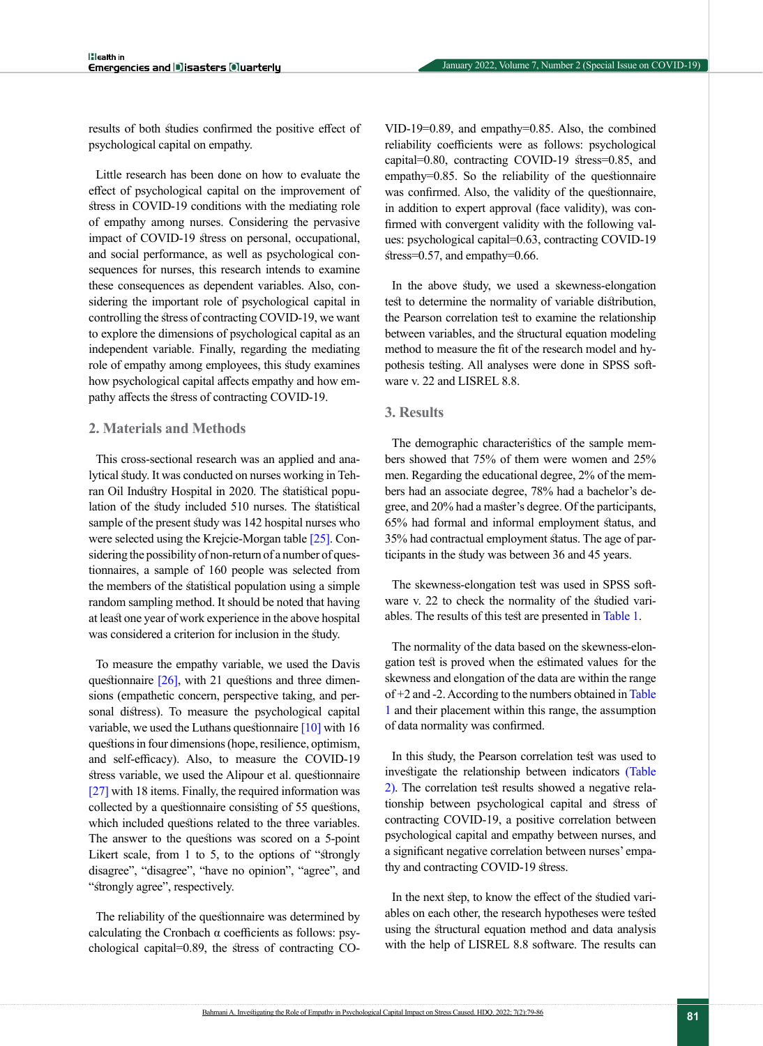results of both studies confirmed the positive effect of psychological capital on empathy.

Little research has been done on how to evaluate the effect of psychological capital on the improvement of stress in COVID-19 conditions with the mediating role of empathy among nurses. Considering the pervasive impact of COVID-19 stress on personal, occupational, and social performance, as well as psychological consequences for nurses, this research intends to examine these consequences as dependent variables. Also, considering the important role of psychological capital in controlling the stress of contracting COVID-19, we want to explore the dimensions of psychological capital as an independent variable. Finally, regarding the mediating role of empathy among employees, this study examines how psychological capital affects empathy and how empathy affects the stress of contracting COVID-19.

## 2. Materials and Methods

This cross-sectional research was an applied and analytical study. It was conducted on nurses working in Tehran Oil Industry Hospital in 2020. The statistical population of the study included 510 nurses. The statistical sample of the present study was 142 hospital nurses who were selected using the Krejcie-Morgan table [25]. Considering the possibility of non-return of a number of questionnaires, a sample of 160 people was selected from the members of the statistical population using a simple random sampling method. It should be noted that having at least one year of work experience in the above hospital was considered a criterion for inclusion in the study.

To measure the empathy variable, we used the Davis questionnaire [26], with 21 questions and three dimensions (empathetic concern, perspective taking, and personal distress). To measure the psychological capital variable, we used the Luthans questionnaire [10] with 16 questions in four dimensions (hope, resilience, optimism, and self-efficacy). Also, to measure the COVID-19 stress variable, we used the Alipour et al. questionnaire [27] with 18 items. Finally, the required information was collected by a questionnaire consisting of 55 questions, which included questions related to the three variables. The answer to the questions was scored on a 5-point Likert scale, from 1 to 5, to the options of "strongly disagree", "disagree", "have no opinion", "agree", and "strongly agree", respectively.

The reliability of the questionnaire was determined by calculating the Cronbach α coefficients as follows: psychological capital=0.89, the stress of contracting COVID-19=0.89, and empathy=0.85. Also, the combined reliability coefficients were as follows: psychological capital=0.80, contracting COVID-19 stress=0.85, and empathy=0.85. So the reliability of the questionnaire was confirmed. Also, the validity of the questionnaire, in addition to expert approval (face validity), was confirmed with convergent validity with the following values: psychological capital=0.63, contracting COVID-19 stress=0.57, and empathy=0.66.

In the above study, we used a skewness-elongation test to determine the normality of variable distribution, the Pearson correlation test to examine the relationship between variables, and the structural equation modeling method to measure the fit of the research model and hypothesis testing. All analyses were done in SPSS software v. 22 and LISREL 8.8.

## 3. Results

The demographic characteristics of the sample members showed that 75% of them were women and 25% men. Regarding the educational degree, 2% of the members had an associate degree, 78% had a bachelor's degree, and 20% had a master's degree. Of the participants, 65% had formal and informal employment status, and 35% had contractual employment status. The age of participants in the study was between 36 and 45 years.

The skewness-elongation test was used in SPSS software v. 22 to check the normality of the studied variables. The results of this test are presented in Table 1.

The normality of the data based on the skewness-elongation test is proved when the estimated values for the skewness and elongation of the data are within the range of +2 and -2. According to the numbers obtained in Table 1 and their placement within this range, the assumption of data normality was confirmed.

In this study, the Pearson correlation test was used to investigate the relationship between indicators (Table 2). The correlation test results showed a negative relationship between psychological capital and stress of contracting COVID-19, a positive correlation between psychological capital and empathy between nurses, and a significant negative correlation between nurses' empathy and contracting COVID-19 stress.

In the next step, to know the effect of the studied variables on each other, the research hypotheses were tested using the structural equation method and data analysis with the help of LISREL 8.8 software. The results can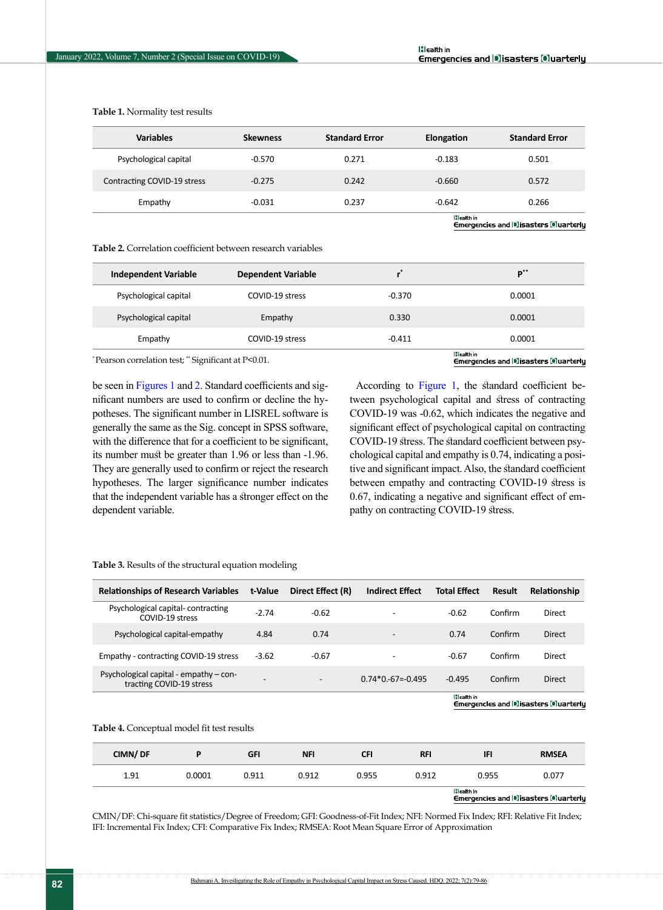**Table 1.** Normality test results

| Variables | Skewness | Standard Error | Elongation | Standard Error |
|---|---|---|---|---|
| Psychological capital | -0.570 | 0.271 | -0.183 | 0.501 |
| Contracting COVID-19 stress | -0.275 | 0.242 | -0.660 | 0.572 |
| Empathy | -0.031 | 0.237 | -0.642 | 0.266 |

**Table 2.** Correlation coefficient between research variables

| Independent Variable | Dependent Variable | r* | P** |
|---|---|---|---|
| Psychological capital | COVID-19 stress | -0.370 | 0.0001 |
| Psychological capital | Empathy | 0.330 | 0.0001 |
| Empathy | COVID-19 stress | -0.411 | 0.0001 |

*Pearson correlation test; ** Significant at P<0.01.

be seen in Figures 1 and 2. Standard coefficients and significant numbers are used to confirm or decline the hypotheses. The significant number in LISREL software is generally the same as the Sig. concept in SPSS software, with the difference that for a coefficient to be significant, its number must be greater than 1.96 or less than -1.96. They are generally used to confirm or reject the research hypotheses. The larger significance number indicates that the independent variable has a stronger effect on the dependent variable.

According to Figure 1, the standard coefficient between psychological capital and stress of contracting COVID-19 was -0.62, which indicates the negative and significant effect of psychological capital on contracting COVID-19 stress. The standard coefficient between psychological capital and empathy is 0.74, indicating a positive and significant impact. Also, the standard coefficient between empathy and contracting COVID-19 stress is 0.67, indicating a negative and significant effect of empathy on contracting COVID-19 stress.

**Table 3.** Results of the structural equation modeling

| Relationships of Research Variables | t-Value | Direct Effect (R) | Indirect Effect | Total Effect | Result | Relationship |
|---|---|---|---|---|---|---|
| Psychological capital- contracting COVID-19 stress | -2.74 | -0.62 | - | -0.62 | Confirm | Direct |
| Psychological capital-empathy | 4.84 | 0.74 | - | 0.74 | Confirm | Direct |
| Empathy - contracting COVID-19 stress | -3.62 | -0.67 | - | -0.67 | Confirm | Direct |
| Psychological capital - empathy – contracting COVID-19 stress | - | - | 0.74*0.-67=-0.495 | -0.495 | Confirm | Direct |

**Table 4.** Conceptual model fit test results

| CIMN/ DF | P | GFI | NFI | CFI | RFI | IFI | RMSEA |
|---|---|---|---|---|---|---|---|
| 1.91 | 0.0001 | 0.911 | 0.912 | 0.955 | 0.912 | 0.955 | 0.077 |

CMIN/DF: Chi-square fit statistics/Degree of Freedom; GFI: Goodness-of-Fit Index; NFI: Normed Fix Index; RFI: Relative Fit Index; IFI: Incremental Fix Index; CFI: Comparative Fix Index; RMSEA: Root Mean Square Error of Approximation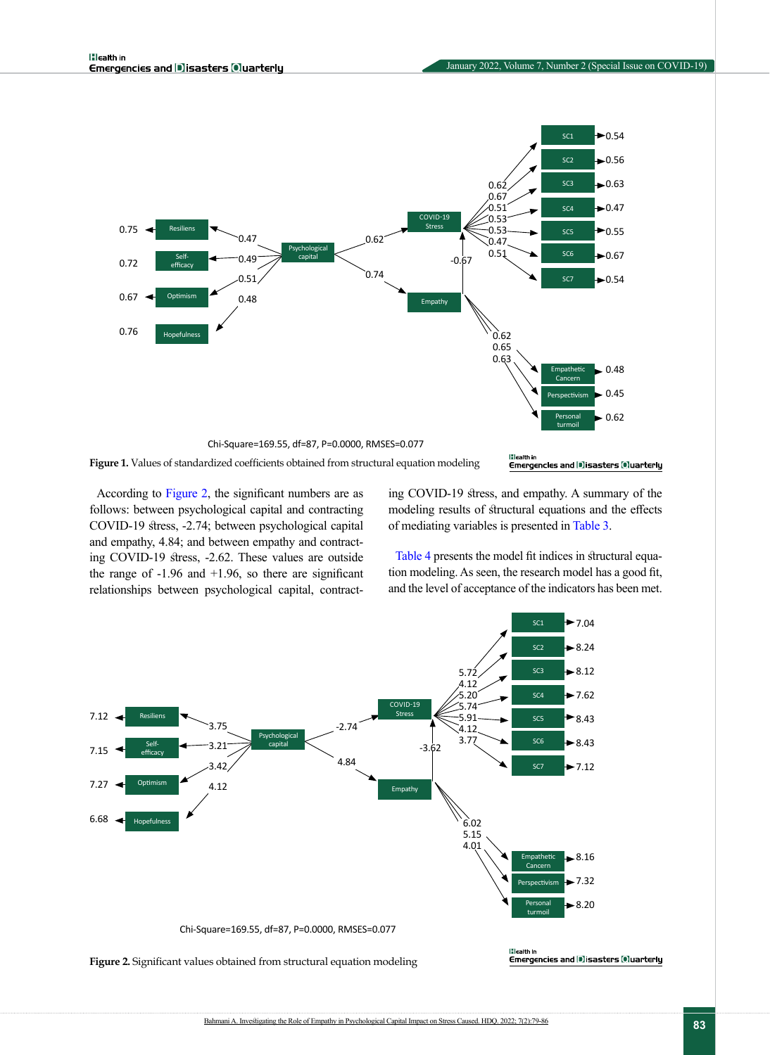Chi-Square=169.55, df=87, P=0.0000, RMSES=0.077

**Figure 1.** Values of standardized coefficients obtained from structural equation modeling

According to Figure 2, the significant numbers are as follows: between psychological capital and contracting COVID-19 stress, -2.74; between psychological capital and empathy, 4.84; and between empathy and contracting COVID-19 stress, -2.62. These values are outside the range of -1.96 and +1.96, so there are significant relationships between psychological capital, contracting COVID-19 stress, and empathy. A summary of the modeling results of structural equations and the effects of mediating variables is presented in Table 3.

Table 4 presents the model fit indices in structural equation modeling. As seen, the research model has a good fit, and the level of acceptance of the indicators has been met.

Chi-Square=169.55, df=87, P=0.0000, RMSES=0.077

**Figure 2.** Significant values obtained from structural equation modeling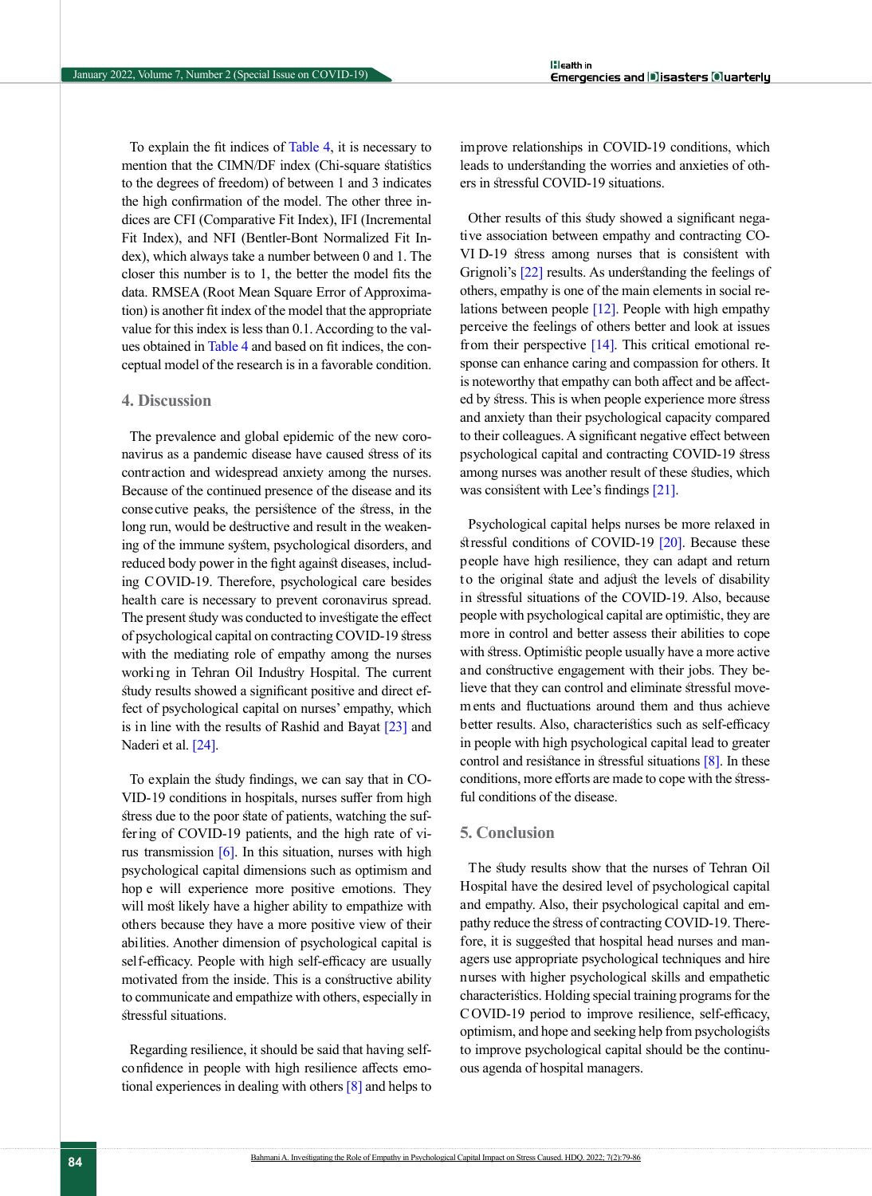To explain the fit indices of Table 4, it is necessary to mention that the CIMN/DF index (Chi-square statistics to the degrees of freedom) of between 1 and 3 indicates the high confirmation of the model. The other three indices are CFI (Comparative Fit Index), IFI (Incremental Fit Index), and NFI (Bentler-Bont Normalized Fit Index), which always take a number between 0 and 1. The closer this number is to 1, the better the model fits the data. RMSEA (Root Mean Square Error of Approximation) is another fit index of the model that the appropriate value for this index is less than 0.1. According to the values obtained in Table 4 and based on fit indices, the conceptual model of the research is in a favorable condition.

## 4. Discussion

The prevalence and global epidemic of the new coronavirus as a pandemic disease have caused stress of its contraction and widespread anxiety among the nurses. Because of the continued presence of the disease and its consecutive peaks, the persistence of the stress, in the long run, would be destructive and result in the weakening of the immune system, psychological disorders, and reduced body power in the fight against diseases, including COVID-19. Therefore, psychological care besides health care is necessary to prevent coronavirus spread. The present study was conducted to investigate the effect of psychological capital on contracting COVID-19 stress with the mediating role of empathy among the nurses working in Tehran Oil Industry Hospital. The current study results showed a significant positive and direct effect of psychological capital on nurses' empathy, which is in line with the results of Rashid and Bayat [23] and Naderi et al. [24].

To explain the study findings, we can say that in COVID-19 conditions in hospitals, nurses suffer from high stress due to the poor state of patients, watching the suffering of COVID-19 patients, and the high rate of virus transmission [6]. In this situation, nurses with high psychological capital dimensions such as optimism and hope will experience more positive emotions. They will most likely have a higher ability to empathize with others because they have a more positive view of their abilities. Another dimension of psychological capital is self-efficacy. People with high self-efficacy are usually motivated from the inside. This is a constructive ability to communicate and empathize with others, especially in stressful situations.

Regarding resilience, it should be said that having self-confidence in people with high resilience affects emotional experiences in dealing with others [8] and helps to improve relationships in COVID-19 conditions, which leads to understanding the worries and anxieties of others in stressful COVID-19 situations.

Other results of this study showed a significant negative association between empathy and contracting COVID-19 stress among nurses that is consistent with Grignoli's [22] results. As understanding the feelings of others, empathy is one of the main elements in social relations between people [12]. People with high empathy perceive the feelings of others better and look at issues from their perspective [14]. This critical emotional response can enhance caring and compassion for others. It is noteworthy that empathy can both affect and be affected by stress. This is when people experience more stress and anxiety than their psychological capacity compared to their colleagues. A significant negative effect between psychological capital and contracting COVID-19 stress among nurses was another result of these studies, which was consistent with Lee's findings [21].

Psychological capital helps nurses be more relaxed in stressful conditions of COVID-19 [20]. Because these people have high resilience, they can adapt and return to the original state and adjust the levels of disability in stressful situations of the COVID-19. Also, because people with psychological capital are optimistic, they are more in control and better assess their abilities to cope with stress. Optimistic people usually have a more active and constructive engagement with their jobs. They believe that they can control and eliminate stressful movements and fluctuations around them and thus achieve better results. Also, characteristics such as self-efficacy in people with high psychological capital lead to greater control and resistance in stressful situations [8]. In these conditions, more efforts are made to cope with the stressful conditions of the disease.

## 5. Conclusion

The study results show that the nurses of Tehran Oil Hospital have the desired level of psychological capital and empathy. Also, their psychological capital and empathy reduce the stress of contracting COVID-19. Therefore, it is suggested that hospital head nurses and managers use appropriate psychological techniques and hire nurses with higher psychological skills and empathetic characteristics. Holding special training programs for the COVID-19 period to improve resilience, self-efficacy, optimism, and hope and seeking help from psychologists to improve psychological capital should be the continuous agenda of hospital managers.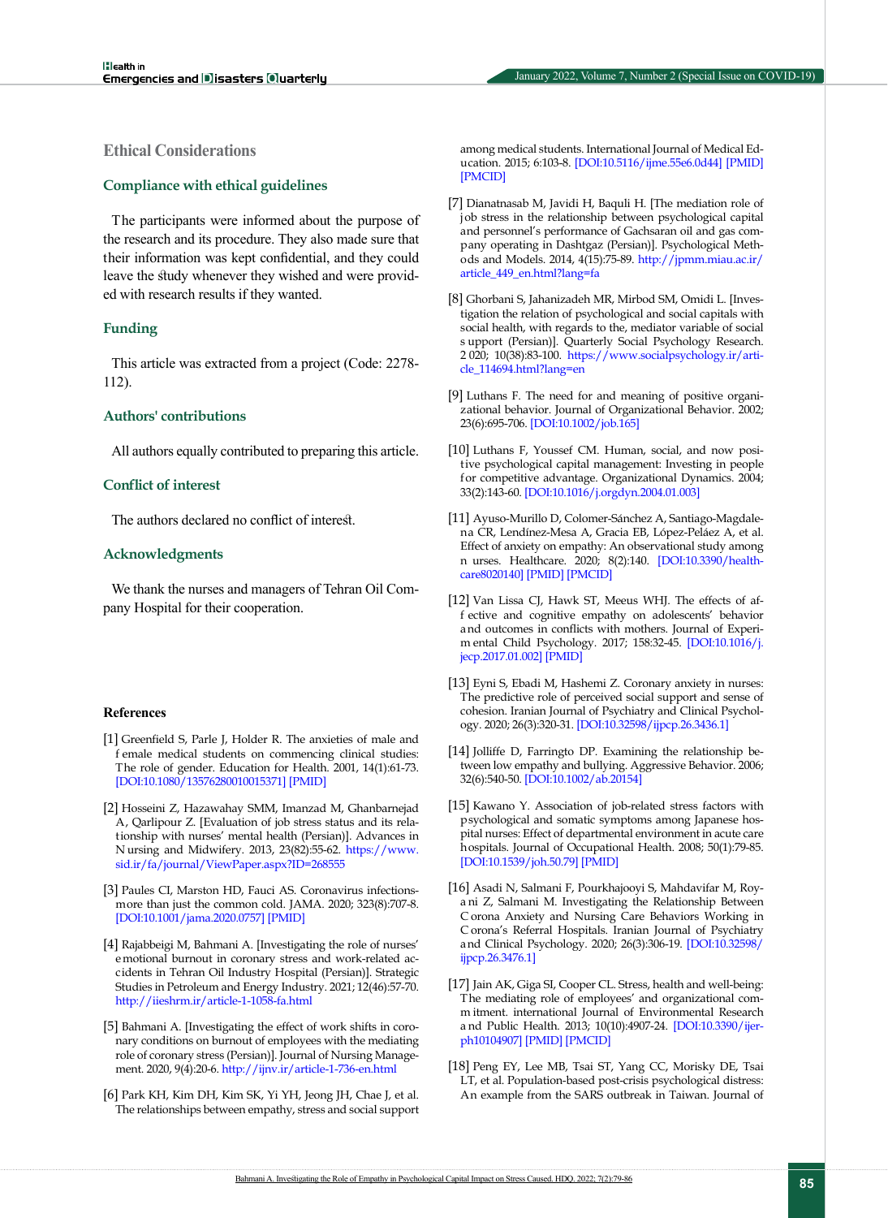## Ethical Considerations

### Compliance with ethical guidelines

The participants were informed about the purpose of the research and its procedure. They also made sure that their information was kept confidential, and they could leave the study whenever they wished and were provided with research results if they wanted.

### Funding

This article was extracted from a project (Code: 2278-112).

### Authors' contributions

All authors equally contributed to preparing this article.

### Conflict of interest

The authors declared no conflict of interest.

### Acknowledgments

We thank the nurses and managers of Tehran Oil Company Hospital for their cooperation.

## References

[1] Greenfield S, Parle J, Holder R. The anxieties of male and female medical students on commencing clinical studies: The role of gender. Education for Health. 2001, 14(1):61-73. [DOI:10.1080/13576280010015371] [PMID]

[2] Hosseini Z, Hazawahay SMM, Imanzad M, Ghanbarnejad A, Qarlipour Z. [Evaluation of job stress status and its relationship with nurses' mental health (Persian)]. Advances in Nursing and Midwifery. 2013, 23(82):55-62. https://www.sid.ir/fa/journal/ViewPaper.aspx?ID=268555

[3] Paules CI, Marston HD, Fauci AS. Coronavirus infections-more than just the common cold. JAMA. 2020; 323(8):707-8. [DOI:10.1001/jama.2020.0757] [PMID]

[4] Rajabbeigi M, Bahmani A. [Investigating the role of nurses' emotional burnout in coronary stress and work-related accidents in Tehran Oil Industry Hospital (Persian)]. Strategic Studies in Petroleum and Energy Industry. 2021; 12(46):57-70. http://iieshrm.ir/article-1-1058-fa.html

[5] Bahmani A. [Investigating the effect of work shifts in coronary conditions on burnout of employees with the mediating role of coronary stress (Persian)]. Journal of Nursing Management. 2020, 9(4):20-6. http://ijnv.ir/article-1-736-en.html

[6] Park KH, Kim DH, Kim SK, Yi YH, Jeong JH, Chae J, et al. The relationships between empathy, stress and social support among medical students. International Journal of Medical Education. 2015; 6:103-8. [DOI:10.5116/ijme.55e6.0d44] [PMID] [PMCID]

[7] Dianatnasab M, Javidi H, Baquli H. [The mediation role of job stress in the relationship between psychological capital and personnel's performance of Gachsaran oil and gas company operating in Dashtgaz (Persian)]. Psychological Methods and Models. 2014, 4(15):75-89. http://jpmm.miau.ac.ir/article_449_en.html?lang=fa

[8] Ghorbani S, Jahanizadeh MR, Mirbod SM, Omidi L. [Investigation the relation of psychological and social capitals with social health, with regards to the, mediator variable of social support (Persian)]. Quarterly Social Psychology Research. 2020; 10(38):83-100. https://www.socialpsychology.ir/article_114694.html?lang=en

[9] Luthans F. The need for and meaning of positive organizational behavior. Journal of Organizational Behavior. 2002; 23(6):695-706. [DOI:10.1002/job.165]

[10] Luthans F, Youssef CM. Human, social, and now positive psychological capital management: Investing in people for competitive advantage. Organizational Dynamics. 2004; 33(2):143-60. [DOI:10.1016/j.orgdyn.2004.01.003]

[11] Ayuso-Murillo D, Colomer-Sánchez A, Santiago-Magdalena CR, Lendínez-Mesa A, Gracia EB, López-Peláez A, et al. Effect of anxiety on empathy: An observational study among nurses. Healthcare. 2020; 8(2):140. [DOI:10.3390/healthcare8020140] [PMID] [PMCID]

[12] Van Lissa CJ, Hawk ST, Meeus WHJ. The effects of affective and cognitive empathy on adolescents' behavior and outcomes in conflicts with mothers. Journal of Experimental Child Psychology. 2017; 158:32-45. [DOI:10.1016/j.jecp.2017.01.002] [PMID]

[13] Eyni S, Ebadi M, Hashemi Z. Coronary anxiety in nurses: The predictive role of perceived social support and sense of cohesion. Iranian Journal of Psychiatry and Clinical Psychology. 2020; 26(3):320-31. [DOI:10.32598/ijpcp.26.3436.1]

[14] Jolliffe D, Farringto DP. Examining the relationship between low empathy and bullying. Aggressive Behavior. 2006; 32(6):540-50. [DOI:10.1002/ab.20154]

[15] Kawano Y. Association of job-related stress factors with psychological and somatic symptoms among Japanese hospital nurses: Effect of departmental environment in acute care hospitals. Journal of Occupational Health. 2008; 50(1):79-85. [DOI:10.1539/joh.50.79] [PMID]

[16] Asadi N, Salmani F, Pourkhajooyi S, Mahdavifar M, Royani Z, Salmani M. Investigating the Relationship Between Corona Anxiety and Nursing Care Behaviors Working in Corona's Referral Hospitals. Iranian Journal of Psychiatry and Clinical Psychology. 2020; 26(3):306-19. [DOI:10.32598/ijpcp.26.3476.1]

[17] Jain AK, Giga SI, Cooper CL. Stress, health and well-being: The mediating role of employees' and organizational commitment. international Journal of Environmental Research and Public Health. 2013; 10(10):4907-24. [DOI:10.3390/ijerph10104907] [PMID] [PMCID]

[18] Peng EY, Lee MB, Tsai ST, Yang CC, Morisky DE, Tsai LT, et al. Population-based post-crisis psychological distress: An example from the SARS outbreak in Taiwan. Journal of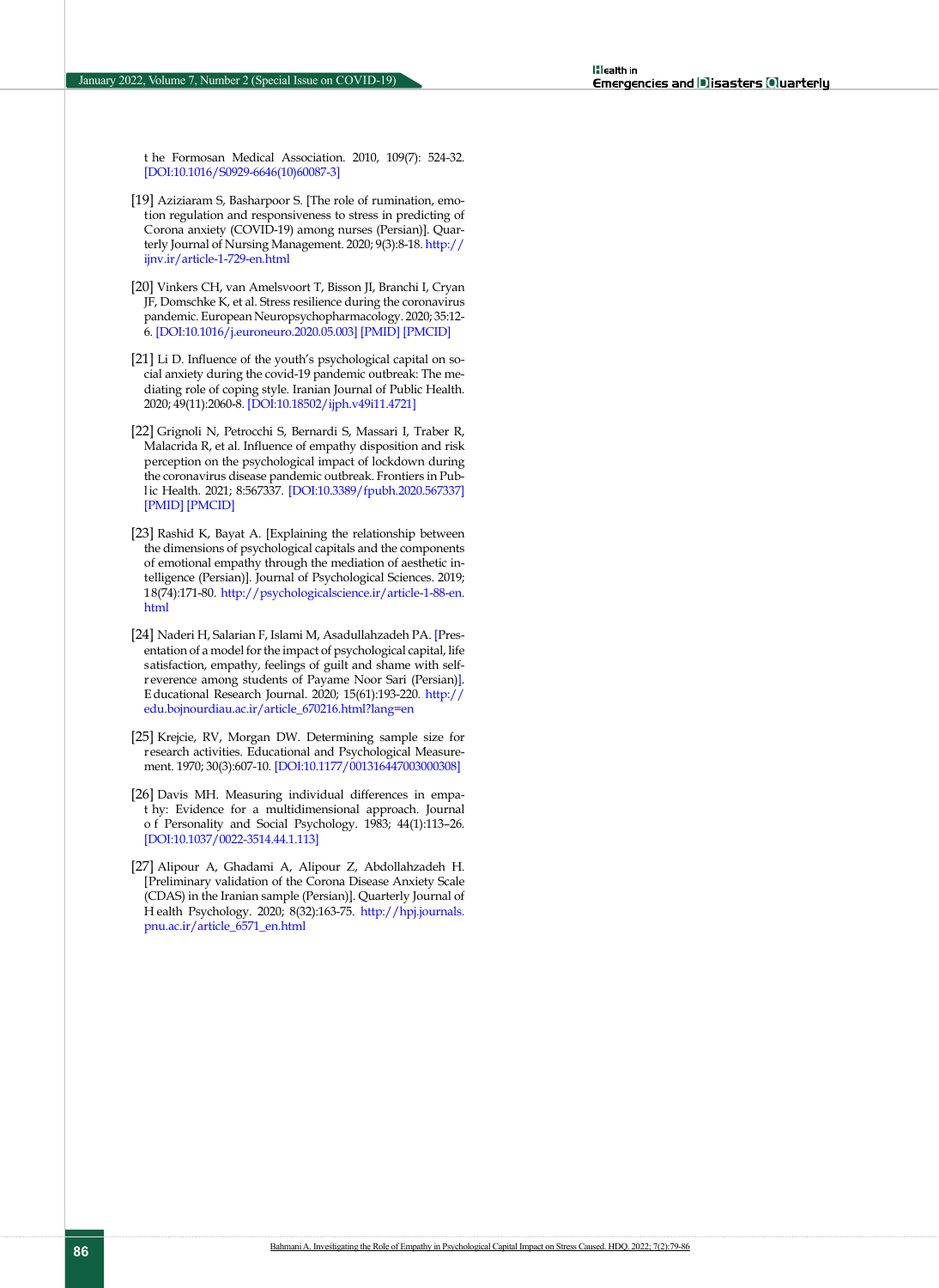the Formosan Medical Association. 2010, 109(7): 524-32. [DOI:10.1016/S0929-6646(10)60087-3]

[19] Aziziaram S, Basharpoor S. [The role of rumination, emotion regulation and responsiveness to stress in predicting of Corona anxiety (COVID-19) among nurses (Persian)]. Quarterly Journal of Nursing Management. 2020; 9(3):8-18. http://ijnv.ir/article-1-729-en.html

[20] Vinkers CH, van Amelsvoort T, Bisson JI, Branchi I, Cryan JF, Domschke K, et al. Stress resilience during the coronavirus pandemic. European Neuropsychopharmacology. 2020; 35:12-6. [DOI:10.1016/j.euroneuro.2020.05.003] [PMID] [PMCID]

[21] Li D. Influence of the youth's psychological capital on social anxiety during the covid-19 pandemic outbreak: The mediating role of coping style. Iranian Journal of Public Health. 2020; 49(11):2060-8. [DOI:10.18502/ijph.v49i11.4721]

[22] Grignoli N, Petrocchi S, Bernardi S, Massari I, Traber R, Malacrida R, et al. Influence of empathy disposition and risk perception on the psychological impact of lockdown during the coronavirus disease pandemic outbreak. Frontiers in Public Health. 2021; 8:567337. [DOI:10.3389/fpubh.2020.567337] [PMID] [PMCID]

[23] Rashid K, Bayat A. [Explaining the relationship between the dimensions of psychological capitals and the components of emotional empathy through the mediation of aesthetic intelligence (Persian)]. Journal of Psychological Sciences. 2019; 18(74):171-80. http://psychologicalscience.ir/article-1-88-en.html

[24] Naderi H, Salarian F, Islami M, Asadullahzadeh PA. [Presentation of a model for the impact of psychological capital, life satisfaction, empathy, feelings of guilt and shame with self-reverence among students of Payame Noor Sari (Persian)]. Educational Research Journal. 2020; 15(61):193-220. http://edu.bojnourdiau.ac.ir/article_670216.html?lang=en

[25] Krejcie, RV, Morgan DW. Determining sample size for research activities. Educational and Psychological Measurement. 1970; 30(3):607-10. [DOI:10.1177/001316447003000308]

[26] Davis MH. Measuring individual differences in empathy: Evidence for a multidimensional approach. Journal of Personality and Social Psychology. 1983; 44(1):113–26. [DOI:10.1037/0022-3514.44.1.113]

[27] Alipour A, Ghadami A, Alipour Z, Abdollahzadeh H. [Preliminary validation of the Corona Disease Anxiety Scale (CDAS) in the Iranian sample (Persian)]. Quarterly Journal of Health Psychology. 2020; 8(32):163-75. http://hpj.journals.pnu.ac.ir/article_6571_en.html